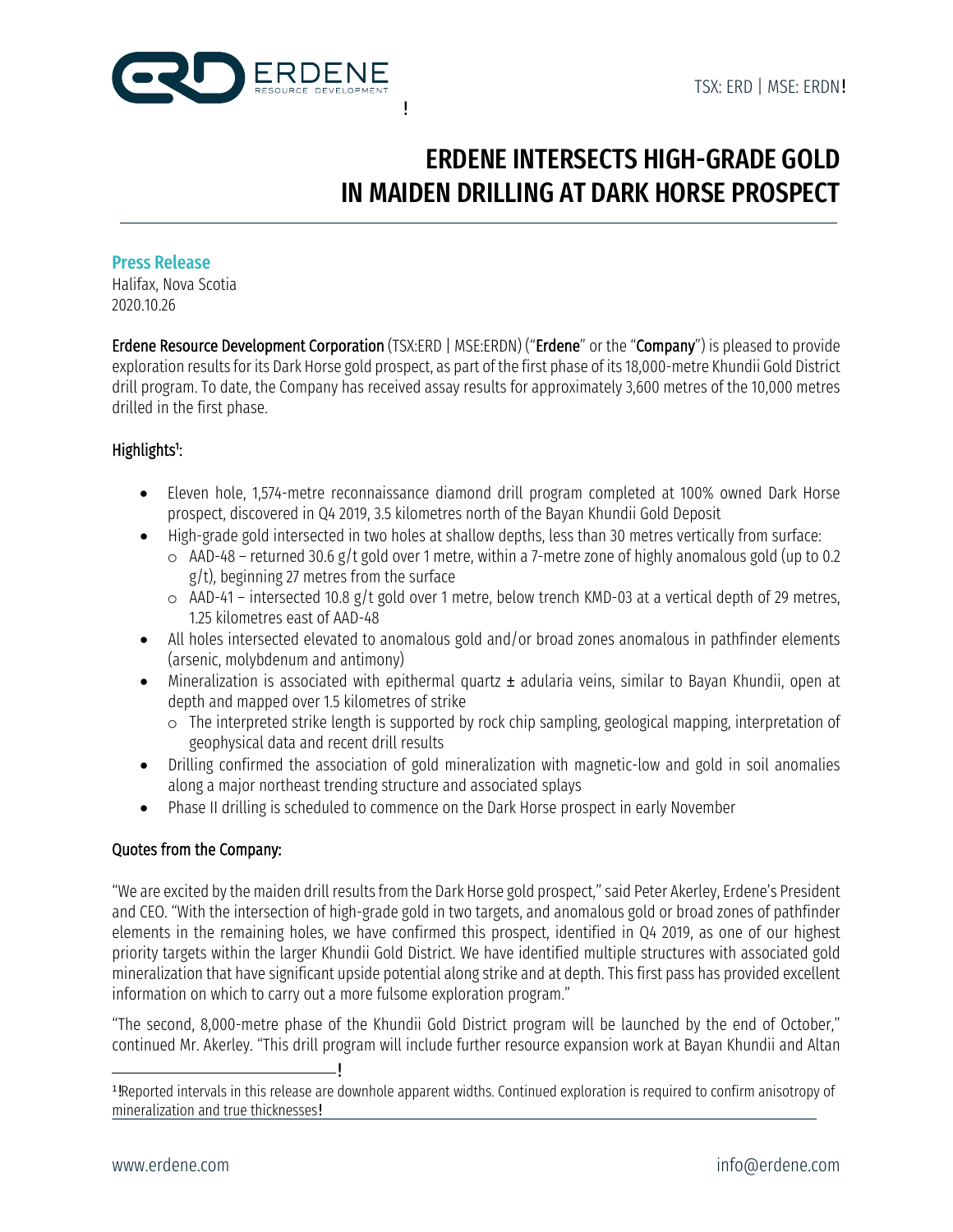TSX: ERD | MSE: ERDN

# ERDENE INTERSECTS HIGH-GRADE GOLD IN MAIDEN DRILLING AT DARK HORSE PROSPECT

**Press Release**
Halifax, Nova Scotia
2020.10.26

**Erdene Resource Development Corporation** (TSX:ERD | MSE:ERDN) ("**Erdene**" or the "**Company**") is pleased to provide exploration results for its Dark Horse gold prospect, as part of the first phase of its 18,000-metre Khundii Gold District drill program. To date, the Company has received assay results for approximately 3,600 metres of the 10,000 metres drilled in the first phase.

## Highlights[1]:

- Eleven hole, 1,574-metre reconnaissance diamond drill program completed at 100% owned Dark Horse prospect, discovered in Q4 2019, 3.5 kilometres north of the Bayan Khundii Gold Deposit
- High-grade gold intersected in two holes at shallow depths, less than 30 metres vertically from surface:
  - AAD-48 – returned 30.6 g/t gold over 1 metre, within a 7-metre zone of highly anomalous gold (up to 0.2 g/t), beginning 27 metres from the surface
  - AAD-41 – intersected 10.8 g/t gold over 1 metre, below trench KMD-03 at a vertical depth of 29 metres, 1.25 kilometres east of AAD-48
- All holes intersected elevated to anomalous gold and/or broad zones anomalous in pathfinder elements (arsenic, molybdenum and antimony)
- Mineralization is associated with epithermal quartz ± adularia veins, similar to Bayan Khundii, open at depth and mapped over 1.5 kilometres of strike
  - The interpreted strike length is supported by rock chip sampling, geological mapping, interpretation of geophysical data and recent drill results
- Drilling confirmed the association of gold mineralization with magnetic-low and gold in soil anomalies along a major northeast trending structure and associated splays
- Phase II drilling is scheduled to commence on the Dark Horse prospect in early November

## Quotes from the Company:

"We are excited by the maiden drill results from the Dark Horse gold prospect," said Peter Akerley, Erdene's President and CEO. "With the intersection of high-grade gold in two targets, and anomalous gold or broad zones of pathfinder elements in the remaining holes, we have confirmed this prospect, identified in Q4 2019, as one of our highest priority targets within the larger Khundii Gold District. We have identified multiple structures with associated gold mineralization that have significant upside potential along strike and at depth. This first pass has provided excellent information on which to carry out a more fulsome exploration program."

"The second, 8,000-metre phase of the Khundii Gold District program will be launched by the end of October," continued Mr. Akerley. "This drill program will include further resource expansion work at Bayan Khundii and Altan

[1] Reported intervals in this release are downhole apparent widths. Continued exploration is required to confirm anisotropy of mineralization and true thicknesses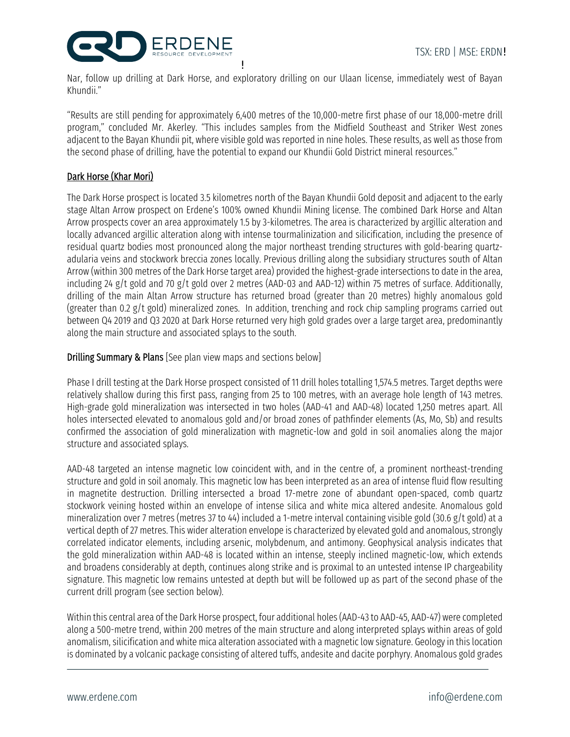Nar, follow up drilling at Dark Horse, and exploratory drilling on our Ulaan license, immediately west of Bayan Khundii."

"Results are still pending for approximately 6,400 metres of the 10,000-metre first phase of our 18,000-metre drill program," concluded Mr. Akerley. "This includes samples from the Midfield Southeast and Striker West zones adjacent to the Bayan Khundii pit, where visible gold was reported in nine holes. These results, as well as those from the second phase of drilling, have the potential to expand our Khundii Gold District mineral resources."

## Dark Horse (Khar Mori)

The Dark Horse prospect is located 3.5 kilometres north of the Bayan Khundii Gold deposit and adjacent to the early stage Altan Arrow prospect on Erdene's 100% owned Khundii Mining license. The combined Dark Horse and Altan Arrow prospects cover an area approximately 1.5 by 3-kilometres. The area is characterized by argillic alteration and locally advanced argillic alteration along with intense tourmalinization and silicification, including the presence of residual quartz bodies most pronounced along the major northeast trending structures with gold-bearing quartz-adularia veins and stockwork breccia zones locally. Previous drilling along the subsidiary structures south of Altan Arrow (within 300 metres of the Dark Horse target area) provided the highest-grade intersections to date in the area, including 24 g/t gold and 70 g/t gold over 2 metres (AAD-03 and AAD-12) within 75 metres of surface. Additionally, drilling of the main Altan Arrow structure has returned broad (greater than 20 metres) highly anomalous gold (greater than 0.2 g/t gold) mineralized zones. In addition, trenching and rock chip sampling programs carried out between Q4 2019 and Q3 2020 at Dark Horse returned very high gold grades over a large target area, predominantly along the main structure and associated splays to the south.

**Drilling Summary & Plans** [See plan view maps and sections below]

Phase I drill testing at the Dark Horse prospect consisted of 11 drill holes totalling 1,574.5 metres. Target depths were relatively shallow during this first pass, ranging from 25 to 100 metres, with an average hole length of 143 metres. High-grade gold mineralization was intersected in two holes (AAD-41 and AAD-48) located 1,250 metres apart. All holes intersected elevated to anomalous gold and/or broad zones of pathfinder elements (As, Mo, Sb) and results confirmed the association of gold mineralization with magnetic-low and gold in soil anomalies along the major structure and associated splays.

AAD-48 targeted an intense magnetic low coincident with, and in the centre of, a prominent northeast-trending structure and gold in soil anomaly. This magnetic low has been interpreted as an area of intense fluid flow resulting in magnetite destruction. Drilling intersected a broad 17-metre zone of abundant open-spaced, comb quartz stockwork veining hosted within an envelope of intense silica and white mica altered andesite. Anomalous gold mineralization over 7 metres (metres 37 to 44) included a 1-metre interval containing visible gold (30.6 g/t gold) at a vertical depth of 27 metres. This wider alteration envelope is characterized by elevated gold and anomalous, strongly correlated indicator elements, including arsenic, molybdenum, and antimony. Geophysical analysis indicates that the gold mineralization within AAD-48 is located within an intense, steeply inclined magnetic-low, which extends and broadens considerably at depth, continues along strike and is proximal to an untested intense IP chargeability signature. This magnetic low remains untested at depth but will be followed up as part of the second phase of the current drill program (see section below).

Within this central area of the Dark Horse prospect, four additional holes (AAD-43 to AAD-45, AAD-47) were completed along a 500-metre trend, within 200 metres of the main structure and along interpreted splays within areas of gold anomalism, silicification and white mica alteration associated with a magnetic low signature. Geology in this location is dominated by a volcanic package consisting of altered tuffs, andesite and dacite porphyry. Anomalous gold grades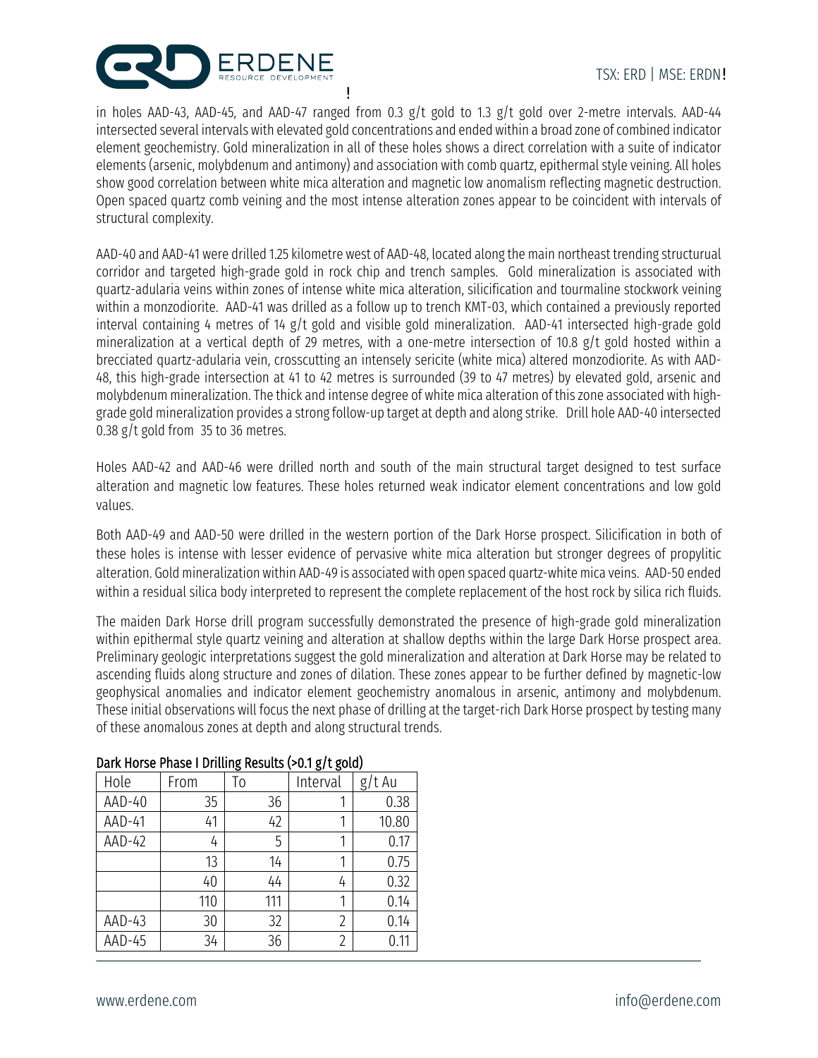in holes AAD-43, AAD-45, and AAD-47 ranged from 0.3 g/t gold to 1.3 g/t gold over 2-metre intervals. AAD-44 intersected several intervals with elevated gold concentrations and ended within a broad zone of combined indicator element geochemistry. Gold mineralization in all of these holes shows a direct correlation with a suite of indicator elements (arsenic, molybdenum and antimony) and association with comb quartz, epithermal style veining. All holes show good correlation between white mica alteration and magnetic low anomalism reflecting magnetic destruction. Open spaced quartz comb veining and the most intense alteration zones appear to be coincident with intervals of structural complexity.

AAD-40 and AAD-41 were drilled 1.25 kilometre west of AAD-48, located along the main northeast trending structurual corridor and targeted high-grade gold in rock chip and trench samples. Gold mineralization is associated with quartz-adularia veins within zones of intense white mica alteration, silicification and tourmaline stockwork veining within a monzodiorite. AAD-41 was drilled as a follow up to trench KMT-03, which contained a previously reported interval containing 4 metres of 14 g/t gold and visible gold mineralization. AAD-41 intersected high-grade gold mineralization at a vertical depth of 29 metres, with a one-metre intersection of 10.8 g/t gold hosted within a brecciated quartz-adularia vein, crosscutting an intensely sericite (white mica) altered monzodiorite. As with AAD-48, this high-grade intersection at 41 to 42 metres is surrounded (39 to 47 metres) by elevated gold, arsenic and molybdenum mineralization. The thick and intense degree of white mica alteration of this zone associated with high-grade gold mineralization provides a strong follow-up target at depth and along strike. Drill hole AAD-40 intersected 0.38 g/t gold from 35 to 36 metres.

Holes AAD-42 and AAD-46 were drilled north and south of the main structural target designed to test surface alteration and magnetic low features. These holes returned weak indicator element concentrations and low gold values.

Both AAD-49 and AAD-50 were drilled in the western portion of the Dark Horse prospect. Silicification in both of these holes is intense with lesser evidence of pervasive white mica alteration but stronger degrees of propylitic alteration. Gold mineralization within AAD-49 is associated with open spaced quartz-white mica veins. AAD-50 ended within a residual silica body interpreted to represent the complete replacement of the host rock by silica rich fluids.

The maiden Dark Horse drill program successfully demonstrated the presence of high-grade gold mineralization within epithermal style quartz veining and alteration at shallow depths within the large Dark Horse prospect area. Preliminary geologic interpretations suggest the gold mineralization and alteration at Dark Horse may be related to ascending fluids along structure and zones of dilation. These zones appear to be further defined by magnetic-low geophysical anomalies and indicator element geochemistry anomalous in arsenic, antimony and molybdenum. These initial observations will focus the next phase of drilling at the target-rich Dark Horse prospect by testing many of these anomalous zones at depth and along structural trends.

**Dark Horse Phase I Drilling Results (>0.1 g/t gold)**

| Hole | From | To | Interval | g/t Au |
|---|---|---|---|---|
| AAD-40 | 35 | 36 | 1 | 0.38 |
| AAD-41 | 41 | 42 | 1 | 10.80 |
| AAD-42 | 4 | 5 | 1 | 0.17 |
| | 13 | 14 | 1 | 0.75 |
| | 40 | 44 | 4 | 0.32 |
| | 110 | 111 | 1 | 0.14 |
| AAD-43 | 30 | 32 | 2 | 0.14 |
| AAD-45 | 34 | 36 | 2 | 0.11 |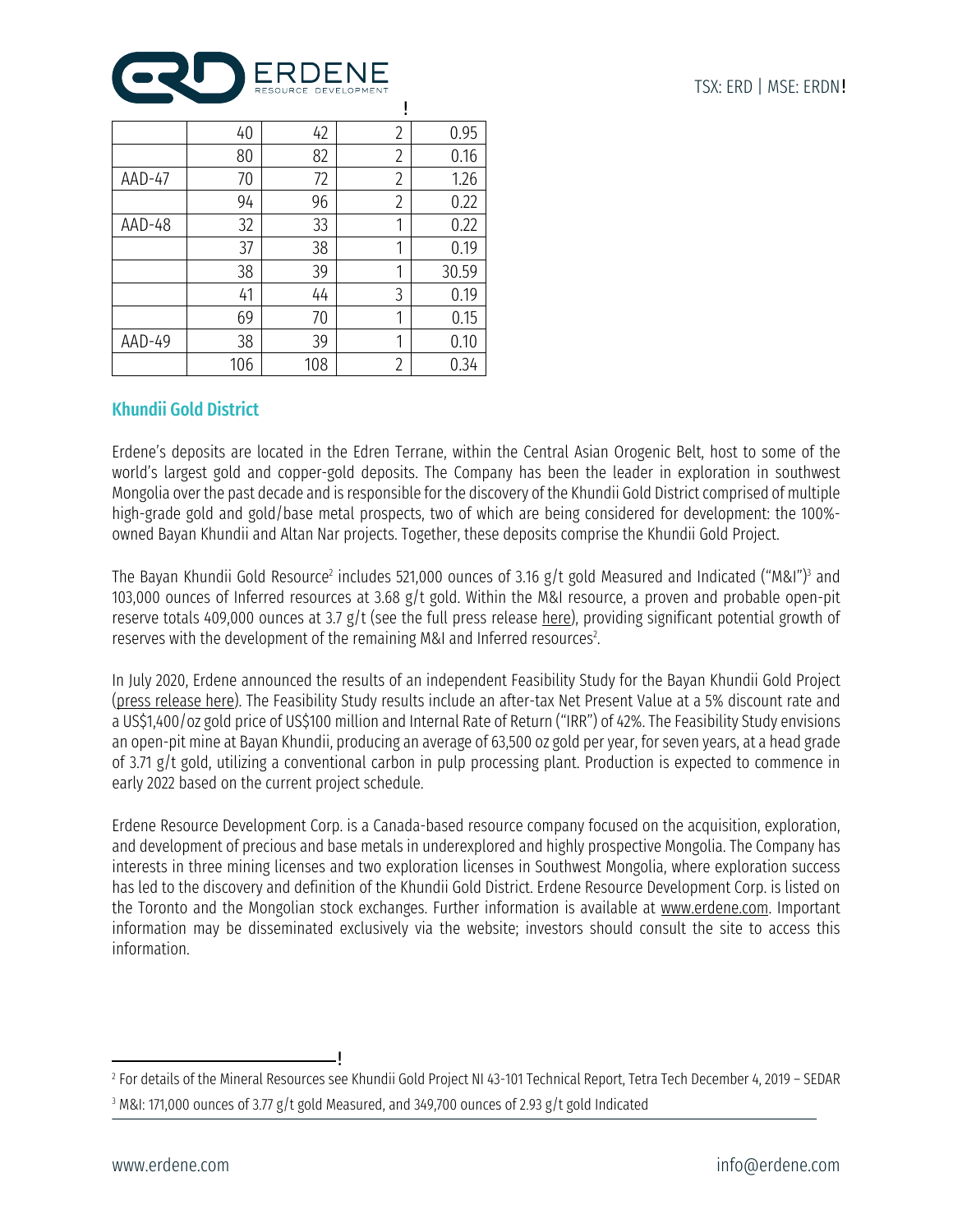| | | | | |
|---|---|---|---|---|
| | 40 | 42 | 2 | 0.95 |
| | 80 | 82 | 2 | 0.16 |
| AAD-47 | 70 | 72 | 2 | 1.26 |
| | 94 | 96 | 2 | 0.22 |
| AAD-48 | 32 | 33 | 1 | 0.22 |
| | 37 | 38 | 1 | 0.19 |
| | 38 | 39 | 1 | 30.59 |
| | 41 | 44 | 3 | 0.19 |
| | 69 | 70 | 1 | 0.15 |
| AAD-49 | 38 | 39 | 1 | 0.10 |
| | 106 | 108 | 2 | 0.34 |

## Khundii Gold District

Erdene's deposits are located in the Edren Terrane, within the Central Asian Orogenic Belt, host to some of the world's largest gold and copper-gold deposits. The Company has been the leader in exploration in southwest Mongolia over the past decade and is responsible for the discovery of the Khundii Gold District comprised of multiple high-grade gold and gold/base metal prospects, two of which are being considered for development: the 100%-owned Bayan Khundii and Altan Nar projects. Together, these deposits comprise the Khundii Gold Project.

The Bayan Khundii Gold Resource[2] includes 521,000 ounces of 3.16 g/t gold Measured and Indicated ("M&I")[3] and 103,000 ounces of Inferred resources at 3.68 g/t gold. Within the M&I resource, a proven and probable open-pit reserve totals 409,000 ounces at 3.7 g/t (see the full press release here), providing significant potential growth of reserves with the development of the remaining M&I and Inferred resources[2].

In July 2020, Erdene announced the results of an independent Feasibility Study for the Bayan Khundii Gold Project (press release here). The Feasibility Study results include an after-tax Net Present Value at a 5% discount rate and a US$1,400/oz gold price of US$100 million and Internal Rate of Return ("IRR") of 42%. The Feasibility Study envisions an open-pit mine at Bayan Khundii, producing an average of 63,500 oz gold per year, for seven years, at a head grade of 3.71 g/t gold, utilizing a conventional carbon in pulp processing plant. Production is expected to commence in early 2022 based on the current project schedule.

Erdene Resource Development Corp. is a Canada-based resource company focused on the acquisition, exploration, and development of precious and base metals in underexplored and highly prospective Mongolia. The Company has interests in three mining licenses and two exploration licenses in Southwest Mongolia, where exploration success has led to the discovery and definition of the Khundii Gold District. Erdene Resource Development Corp. is listed on the Toronto and the Mongolian stock exchanges. Further information is available at www.erdene.com. Important information may be disseminated exclusively via the website; investors should consult the site to access this information.

---

[2] For details of the Mineral Resources see Khundii Gold Project NI 43-101 Technical Report, Tetra Tech December 4, 2019 – SEDAR

[3] M&I: 171,000 ounces of 3.77 g/t gold Measured, and 349,700 ounces of 2.93 g/t gold Indicated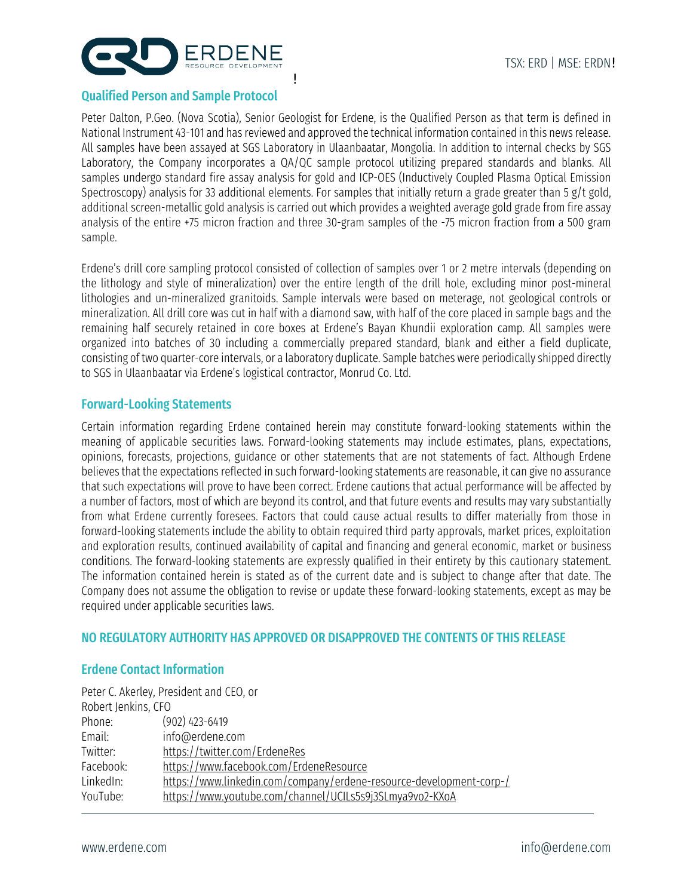## Qualified Person and Sample Protocol

Peter Dalton, P.Geo. (Nova Scotia), Senior Geologist for Erdene, is the Qualified Person as that term is defined in National Instrument 43-101 and has reviewed and approved the technical information contained in this news release. All samples have been assayed at SGS Laboratory in Ulaanbaatar, Mongolia. In addition to internal checks by SGS Laboratory, the Company incorporates a QA/QC sample protocol utilizing prepared standards and blanks. All samples undergo standard fire assay analysis for gold and ICP-OES (Inductively Coupled Plasma Optical Emission Spectroscopy) analysis for 33 additional elements. For samples that initially return a grade greater than 5 g/t gold, additional screen-metallic gold analysis is carried out which provides a weighted average gold grade from fire assay analysis of the entire +75 micron fraction and three 30-gram samples of the -75 micron fraction from a 500 gram sample.

Erdene's drill core sampling protocol consisted of collection of samples over 1 or 2 metre intervals (depending on the lithology and style of mineralization) over the entire length of the drill hole, excluding minor post-mineral lithologies and un-mineralized granitoids. Sample intervals were based on meterage, not geological controls or mineralization. All drill core was cut in half with a diamond saw, with half of the core placed in sample bags and the remaining half securely retained in core boxes at Erdene's Bayan Khundii exploration camp. All samples were organized into batches of 30 including a commercially prepared standard, blank and either a field duplicate, consisting of two quarter-core intervals, or a laboratory duplicate. Sample batches were periodically shipped directly to SGS in Ulaanbaatar via Erdene's logistical contractor, Monrud Co. Ltd.

## Forward-Looking Statements

Certain information regarding Erdene contained herein may constitute forward-looking statements within the meaning of applicable securities laws. Forward-looking statements may include estimates, plans, expectations, opinions, forecasts, projections, guidance or other statements that are not statements of fact. Although Erdene believes that the expectations reflected in such forward-looking statements are reasonable, it can give no assurance that such expectations will prove to have been correct. Erdene cautions that actual performance will be affected by a number of factors, most of which are beyond its control, and that future events and results may vary substantially from what Erdene currently foresees. Factors that could cause actual results to differ materially from those in forward-looking statements include the ability to obtain required third party approvals, market prices, exploitation and exploration results, continued availability of capital and financing and general economic, market or business conditions. The forward-looking statements are expressly qualified in their entirety by this cautionary statement. The information contained herein is stated as of the current date and is subject to change after that date. The Company does not assume the obligation to revise or update these forward-looking statements, except as may be required under applicable securities laws.

## NO REGULATORY AUTHORITY HAS APPROVED OR DISAPPROVED THE CONTENTS OF THIS RELEASE

## Erdene Contact Information

Peter C. Akerley, President and CEO, or
Robert Jenkins, CFO

| | |
|---|---|
| Phone: | (902) 423-6419 |
| Email: | info@erdene.com |
| Twitter: | https://twitter.com/ErdeneRes |
| Facebook: | https://www.facebook.com/ErdeneResource |
| LinkedIn: | https://www.linkedin.com/company/erdene-resource-development-corp-/ |
| YouTube: | https://www.youtube.com/channel/UCILs5s9j3SLmya9vo2-KXoA |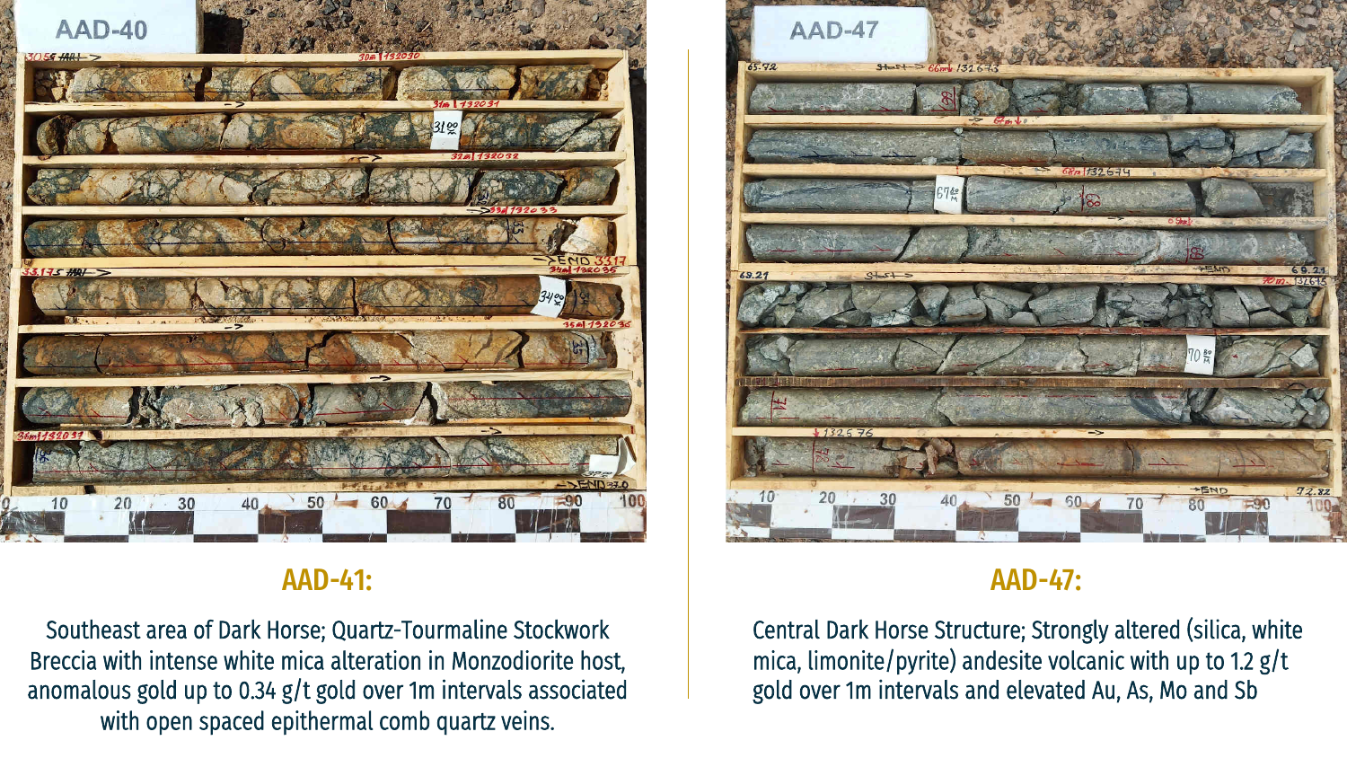## AAD-41:

Southeast area of Dark Horse; Quartz-Tourmaline Stockwork Breccia with intense white mica alteration in Monzodiorite host, anomalous gold up to 0.34 g/t gold over 1m intervals associated with open spaced epithermal comb quartz veins.

## AAD-47:

Central Dark Horse Structure; Strongly altered (silica, white mica, limonite/pyrite) andesite volcanic with up to 1.2 g/t gold over 1m intervals and elevated Au, As, Mo and Sb